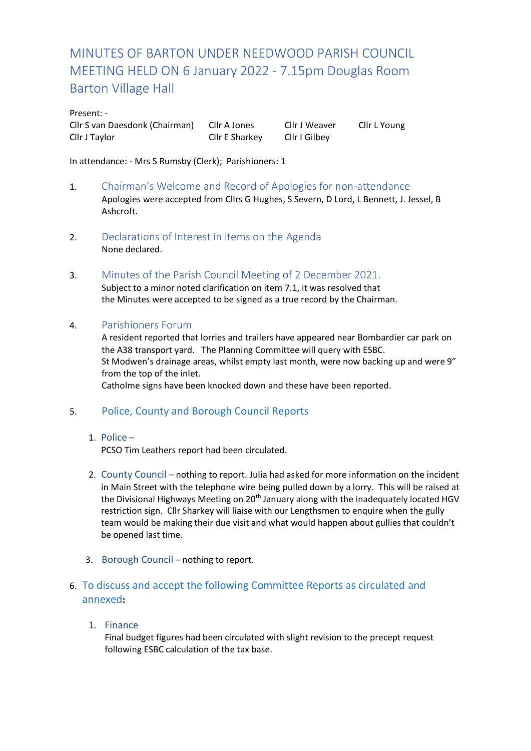# MINUTES OF BARTON UNDER NEEDWOOD PARISH COUNCIL MEETING HELD ON 6 January 2022 - 7.15pm Douglas Room Barton Village Hall

Present: -

| | | | |
|---|---|---|---|
| Cllr S van Daesdonk (Chairman) | Cllr A Jones | Cllr J Weaver | Cllr L Young |
| Cllr J Taylor | Cllr E Sharkey | Cllr I Gilbey | |

In attendance: - Mrs S Rumsby (Clerk); Parishioners: 1

## 1. Chairman's Welcome and Record of Apologies for non-attendance

Apologies were accepted from Cllrs G Hughes, S Severn, D Lord, L Bennett, J. Jessel, B Ashcroft.

## 2. Declarations of Interest in items on the Agenda

None declared.

## 3. Minutes of the Parish Council Meeting of 2 December 2021.

Subject to a minor noted clarification on item 7.1, it was resolved that the Minutes were accepted to be signed as a true record by the Chairman.

## 4. Parishioners Forum

A resident reported that lorries and trailers have appeared near Bombardier car park on the A38 transport yard. The Planning Committee will query with ESBC.
St Modwen's drainage areas, whilst empty last month, were now backing up and were 9" from the top of the inlet.
Catholme signs have been knocked down and these have been reported.

## 5. Police, County and Borough Council Reports

1. **Police** –
   PCSO Tim Leathers report had been circulated.

2. **County Council** – nothing to report. Julia had asked for more information on the incident in Main Street with the telephone wire being pulled down by a lorry. This will be raised at the Divisional Highways Meeting on 20th January along with the inadequately located HGV restriction sign. Cllr Sharkey will liaise with our Lengthsmen to enquire when the gully team would be making their due visit and what would happen about gullies that couldn't be opened last time.

3. **Borough Council** – nothing to report.

## 6. To discuss and accept the following Committee Reports as circulated and annexed:

### 1. Finance

Final budget figures had been circulated with slight revision to the precept request following ESBC calculation of the tax base.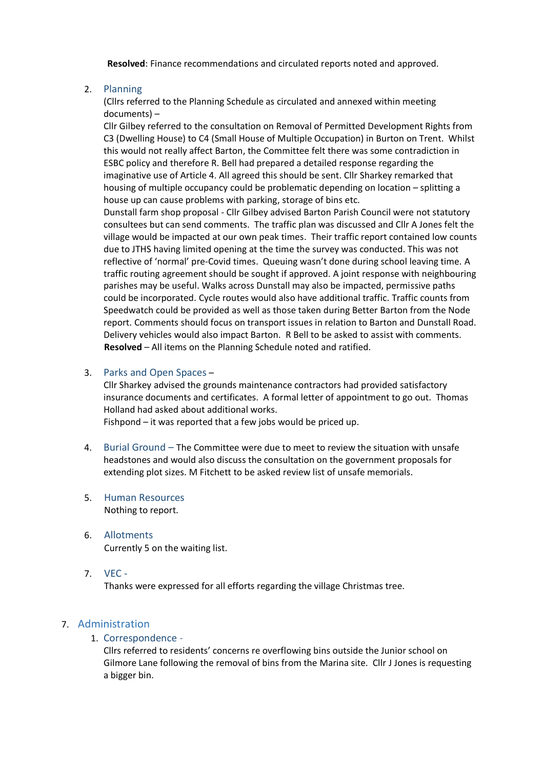**Resolved**: Finance recommendations and circulated reports noted and approved.

2. Planning
   (Cllrs referred to the Planning Schedule as circulated and annexed within meeting documents) –
   Cllr Gilbey referred to the consultation on Removal of Permitted Development Rights from C3 (Dwelling House) to C4 (Small House of Multiple Occupation) in Burton on Trent. Whilst this would not really affect Barton, the Committee felt there was some contradiction in ESBC policy and therefore R. Bell had prepared a detailed response regarding the imaginative use of Article 4. All agreed this should be sent. Cllr Sharkey remarked that housing of multiple occupancy could be problematic depending on location – splitting a house up can cause problems with parking, storage of bins etc.
   Dunstall farm shop proposal - Cllr Gilbey advised Barton Parish Council were not statutory consultees but can send comments. The traffic plan was discussed and Cllr A Jones felt the village would be impacted at our own peak times. Their traffic report contained low counts due to JTHS having limited opening at the time the survey was conducted. This was not reflective of 'normal' pre-Covid times. Queuing wasn't done during school leaving time. A traffic routing agreement should be sought if approved. A joint response with neighbouring parishes may be useful. Walks across Dunstall may also be impacted, permissive paths could be incorporated. Cycle routes would also have additional traffic. Traffic counts from Speedwatch could be provided as well as those taken during Better Barton from the Node report. Comments should focus on transport issues in relation to Barton and Dunstall Road. Delivery vehicles would also impact Barton. R Bell to be asked to assist with comments.
   **Resolved** – All items on the Planning Schedule noted and ratified.

3. Parks and Open Spaces –
   Cllr Sharkey advised the grounds maintenance contractors had provided satisfactory insurance documents and certificates. A formal letter of appointment to go out. Thomas Holland had asked about additional works.
   Fishpond – it was reported that a few jobs would be priced up.

4. Burial Ground – The Committee were due to meet to review the situation with unsafe headstones and would also discuss the consultation on the government proposals for extending plot sizes. M Fitchett to be asked review list of unsafe memorials.

5. Human Resources
   Nothing to report.

6. Allotments
   Currently 5 on the waiting list.

7. VEC -
   Thanks were expressed for all efforts regarding the village Christmas tree.

## 7. Administration

1. Correspondence -
   Cllrs referred to residents' concerns re overflowing bins outside the Junior school on Gilmore Lane following the removal of bins from the Marina site. Cllr J Jones is requesting a bigger bin.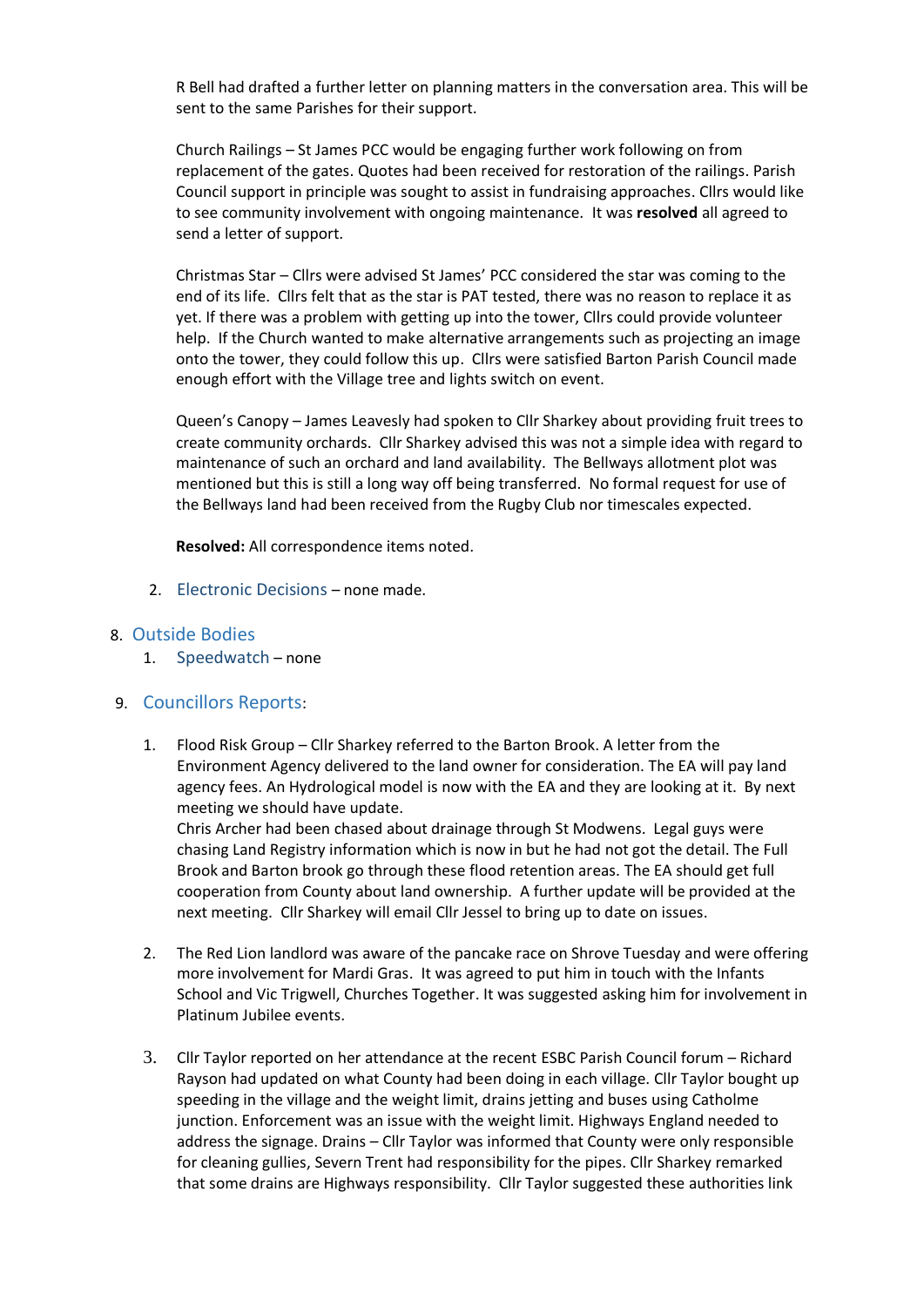R Bell had drafted a further letter on planning matters in the conversation area. This will be sent to the same Parishes for their support.

Church Railings – St James PCC would be engaging further work following on from replacement of the gates. Quotes had been received for restoration of the railings. Parish Council support in principle was sought to assist in fundraising approaches. Cllrs would like to see community involvement with ongoing maintenance. It was **resolved** all agreed to send a letter of support.

Christmas Star – Cllrs were advised St James' PCC considered the star was coming to the end of its life. Cllrs felt that as the star is PAT tested, there was no reason to replace it as yet. If there was a problem with getting up into the tower, Cllrs could provide volunteer help. If the Church wanted to make alternative arrangements such as projecting an image onto the tower, they could follow this up. Cllrs were satisfied Barton Parish Council made enough effort with the Village tree and lights switch on event.

Queen's Canopy – James Leavesly had spoken to Cllr Sharkey about providing fruit trees to create community orchards. Cllr Sharkey advised this was not a simple idea with regard to maintenance of such an orchard and land availability. The Bellways allotment plot was mentioned but this is still a long way off being transferred. No formal request for use of the Bellways land had been received from the Rugby Club nor timescales expected.

**Resolved:** All correspondence items noted.

2. Electronic Decisions – none made.

## 8. Outside Bodies

1. Speedwatch – none

## 9. Councillors Reports:

1. Flood Risk Group – Cllr Sharkey referred to the Barton Brook. A letter from the Environment Agency delivered to the land owner for consideration. The EA will pay land agency fees. An Hydrological model is now with the EA and they are looking at it. By next meeting we should have update.
   Chris Archer had been chased about drainage through St Modwens. Legal guys were chasing Land Registry information which is now in but he had not got the detail. The Full Brook and Barton brook go through these flood retention areas. The EA should get full cooperation from County about land ownership. A further update will be provided at the next meeting. Cllr Sharkey will email Cllr Jessel to bring up to date on issues.

2. The Red Lion landlord was aware of the pancake race on Shrove Tuesday and were offering more involvement for Mardi Gras. It was agreed to put him in touch with the Infants School and Vic Trigwell, Churches Together. It was suggested asking him for involvement in Platinum Jubilee events.

3. Cllr Taylor reported on her attendance at the recent ESBC Parish Council forum – Richard Rayson had updated on what County had been doing in each village. Cllr Taylor bought up speeding in the village and the weight limit, drains jetting and buses using Catholme junction. Enforcement was an issue with the weight limit. Highways England needed to address the signage. Drains – Cllr Taylor was informed that County were only responsible for cleaning gullies, Severn Trent had responsibility for the pipes. Cllr Sharkey remarked that some drains are Highways responsibility. Cllr Taylor suggested these authorities link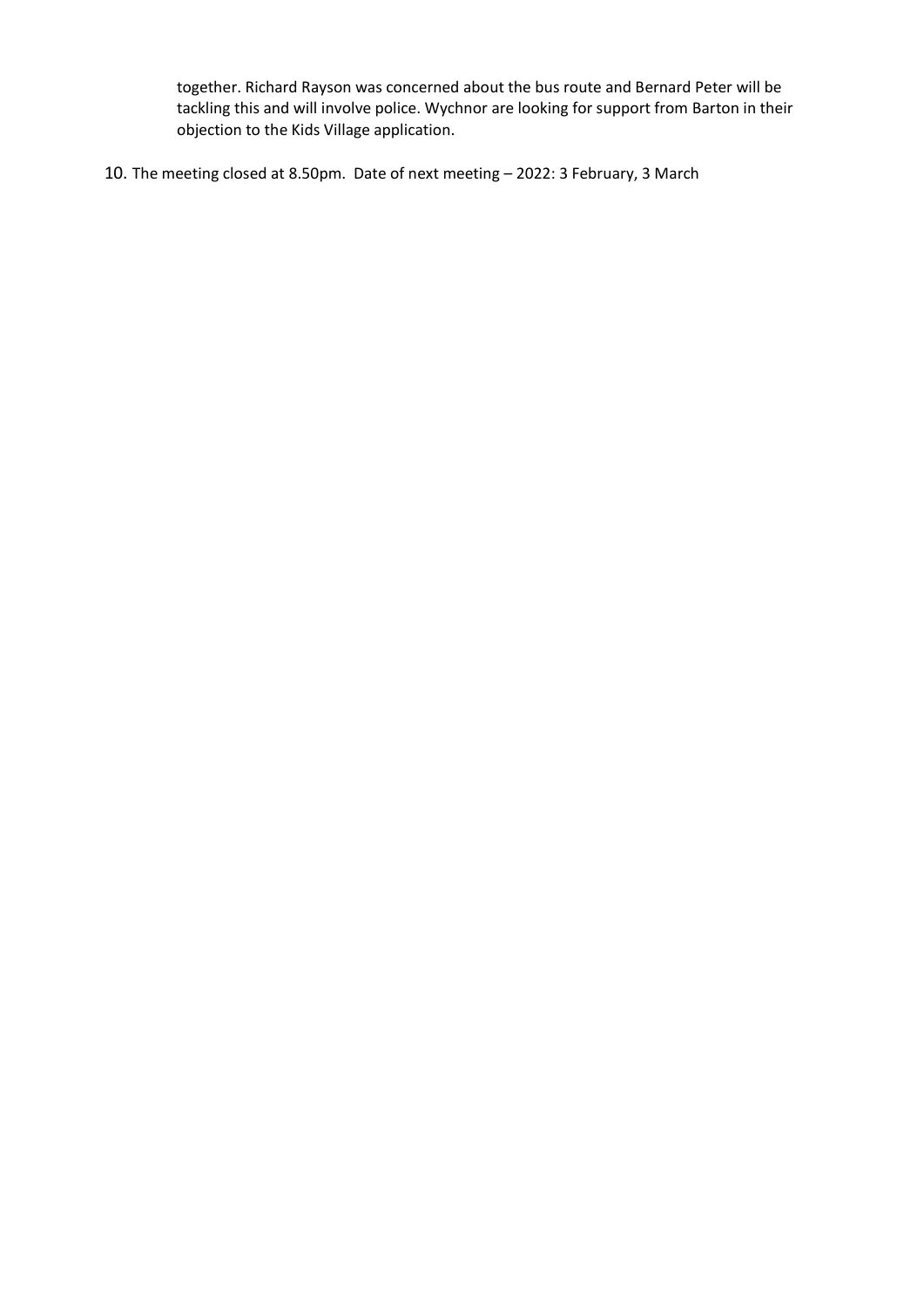together. Richard Rayson was concerned about the bus route and Bernard Peter will be tackling this and will involve police. Wychnor are looking for support from Barton in their objection to the Kids Village application.

10. The meeting closed at 8.50pm. Date of next meeting – 2022: 3 February, 3 March